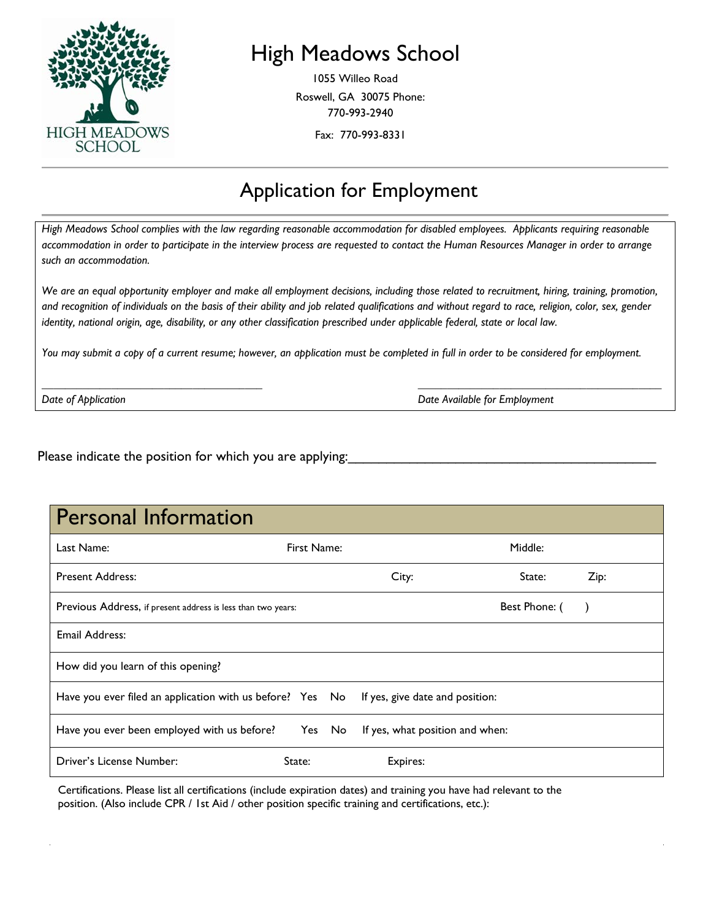# High Meadows School

1055 Willeo Road
Roswell, GA 30075 Phone:
770-993-2940

Fax: 770-993-8331

## Application for Employment

*High Meadows School complies with the law regarding reasonable accommodation for disabled employees. Applicants requiring reasonable accommodation in order to participate in the interview process are requested to contact the Human Resources Manager in order to arrange such an accommodation.*

*We are an equal opportunity employer and make all employment decisions, including those related to recruitment, hiring, training, promotion, and recognition of individuals on the basis of their ability and job related qualifications and without regard to race, religion, color, sex, gender identity, national origin, age, disability, or any other classification prescribed under applicable federal, state or local law.*

*You may submit a copy of a current resume; however, an application must be completed in full in order to be considered for employment.*

\_\_\_\_\_\_\_\_\_\_\_\_\_\_\_\_\_\_\_\_\_\_\_\_\_\_\_\_\_\_\_\_\_\_\_\_\_\_ \_\_\_\_\_\_\_\_\_\_\_\_\_\_\_\_\_\_\_\_\_\_\_\_\_\_\_\_\_\_\_\_\_\_\_\_\_\_\_\_
*Date of Application* *Date Available for Employment*

Please indicate the position for which you are applying:\_\_\_\_\_\_\_\_\_\_\_\_\_\_\_\_\_\_\_\_\_\_\_\_\_\_\_\_\_\_\_\_\_\_\_\_\_\_\_\_\_\_

## Personal Information

| | | | |
|---|---|---|---|
| Last Name: | First Name: | Middle: | |
| Present Address: | City: | State: | Zip: |
| Previous Address, if present address is less than two years: | | Best Phone: ( ) | |
| Email Address: | | | |
| How did you learn of this opening? | | | |
| Have you ever filed an application with us before? Yes No | If yes, give date and position: | | |
| Have you ever been employed with us before? Yes No | If yes, what position and when: | | |
| Driver's License Number: | State: | Expires: | |

Certifications. Please list all certifications (include expiration dates) and training you have had relevant to the position. (Also include CPR / 1st Aid / other position specific training and certifications, etc.):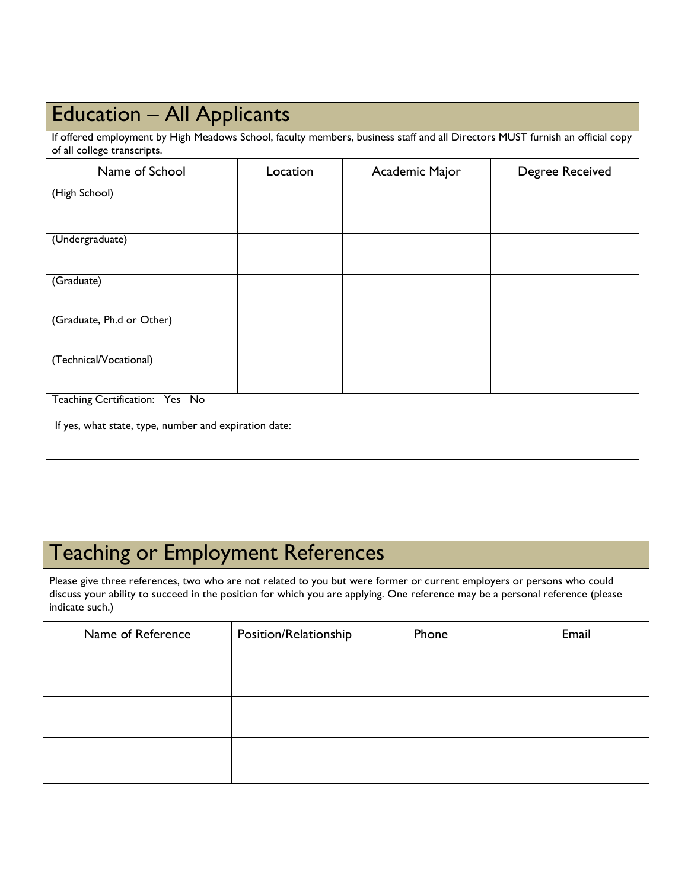## Education – All Applicants

If offered employment by High Meadows School, faculty members, business staff and all Directors MUST furnish an official copy of all college transcripts.

| Name of School | Location | Academic Major | Degree Received |
|---|---|---|---|
| (High School) | | | |
| (Undergraduate) | | | |
| (Graduate) | | | |
| (Graduate, Ph.d or Other) | | | |
| (Technical/Vocational) | | | |

Teaching Certification: Yes No

If yes, what state, type, number and expiration date:

## Teaching or Employment References

Please give three references, two who are not related to you but were former or current employers or persons who could discuss your ability to succeed in the position for which you are applying. One reference may be a personal reference (please indicate such.)

| Name of Reference | Position/Relationship | Phone | Email |
|---|---|---|---|
| | | | |
| | | | |
| | | | |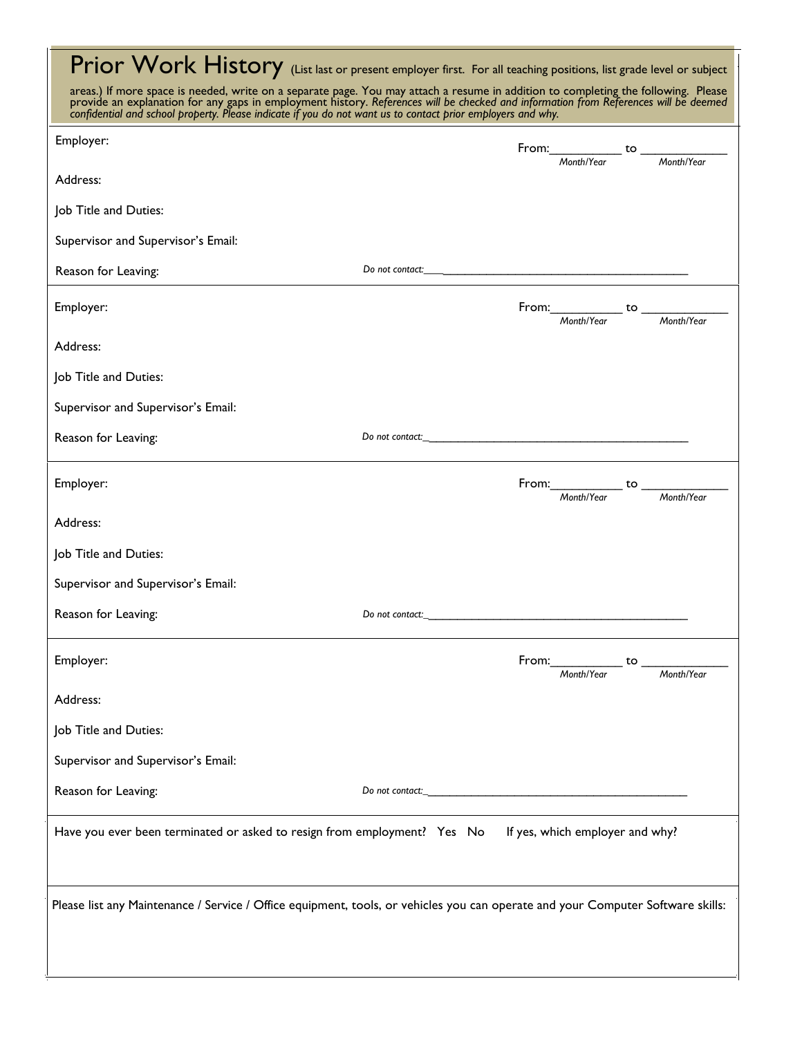## Prior Work History

(List last or present employer first. For all teaching positions, list grade level or subject areas.) If more space is needed, write on a separate page. You may attach a resume in addition to completing the following. Please provide an explanation for any gaps in employment history. *References will be checked and information from References will be deemed confidential and school property. Please indicate if you do not want us to contact prior employers and why.*

Employer: From:__________ to ____________
*Month/Year* *Month/Year*

Address:

Job Title and Duties:

Supervisor and Supervisor's Email:

Reason for Leaving: *Do not contact:*________________________________________

---

Employer: From:__________ to ____________
*Month/Year* *Month/Year*

Address:

Job Title and Duties:

Supervisor and Supervisor's Email:

Reason for Leaving: *Do not contact:*________________________________________

---

Employer: From:__________ to ____________
*Month/Year* *Month/Year*

Address:

Job Title and Duties:

Supervisor and Supervisor's Email:

Reason for Leaving: *Do not contact:*________________________________________

---

Employer: From:__________ to ____________
*Month/Year* *Month/Year*

Address:

Job Title and Duties:

Supervisor and Supervisor's Email:

Reason for Leaving: *Do not contact:*________________________________________

---

Have you ever been terminated or asked to resign from employment? Yes No If yes, which employer and why?

---

Please list any Maintenance / Service / Office equipment, tools, or vehicles you can operate and your Computer Software skills: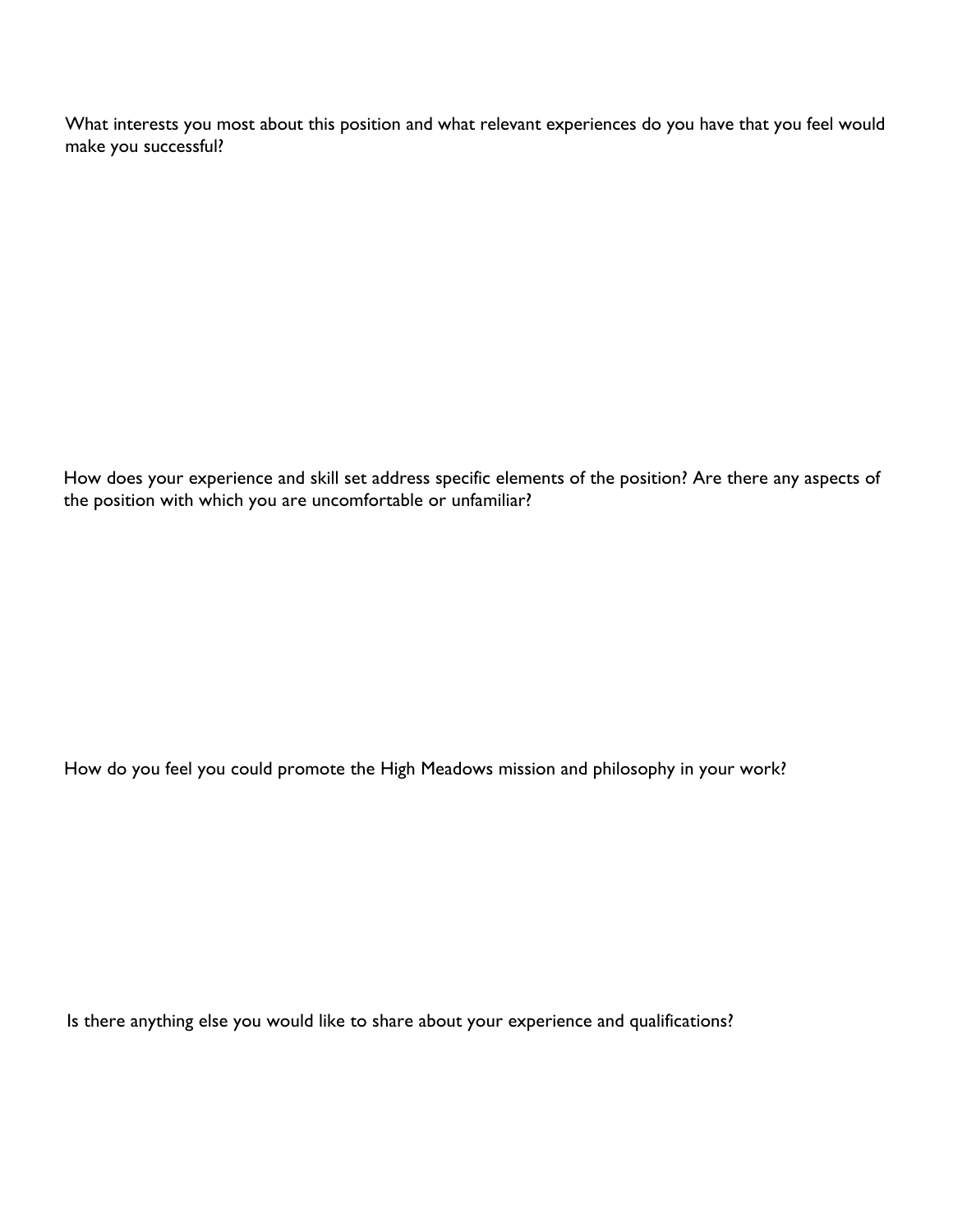What interests you most about this position and what relevant experiences do you have that you feel would make you successful?

How does your experience and skill set address specific elements of the position? Are there any aspects of the position with which you are uncomfortable or unfamiliar?

How do you feel you could promote the High Meadows mission and philosophy in your work?

Is there anything else you would like to share about your experience and qualifications?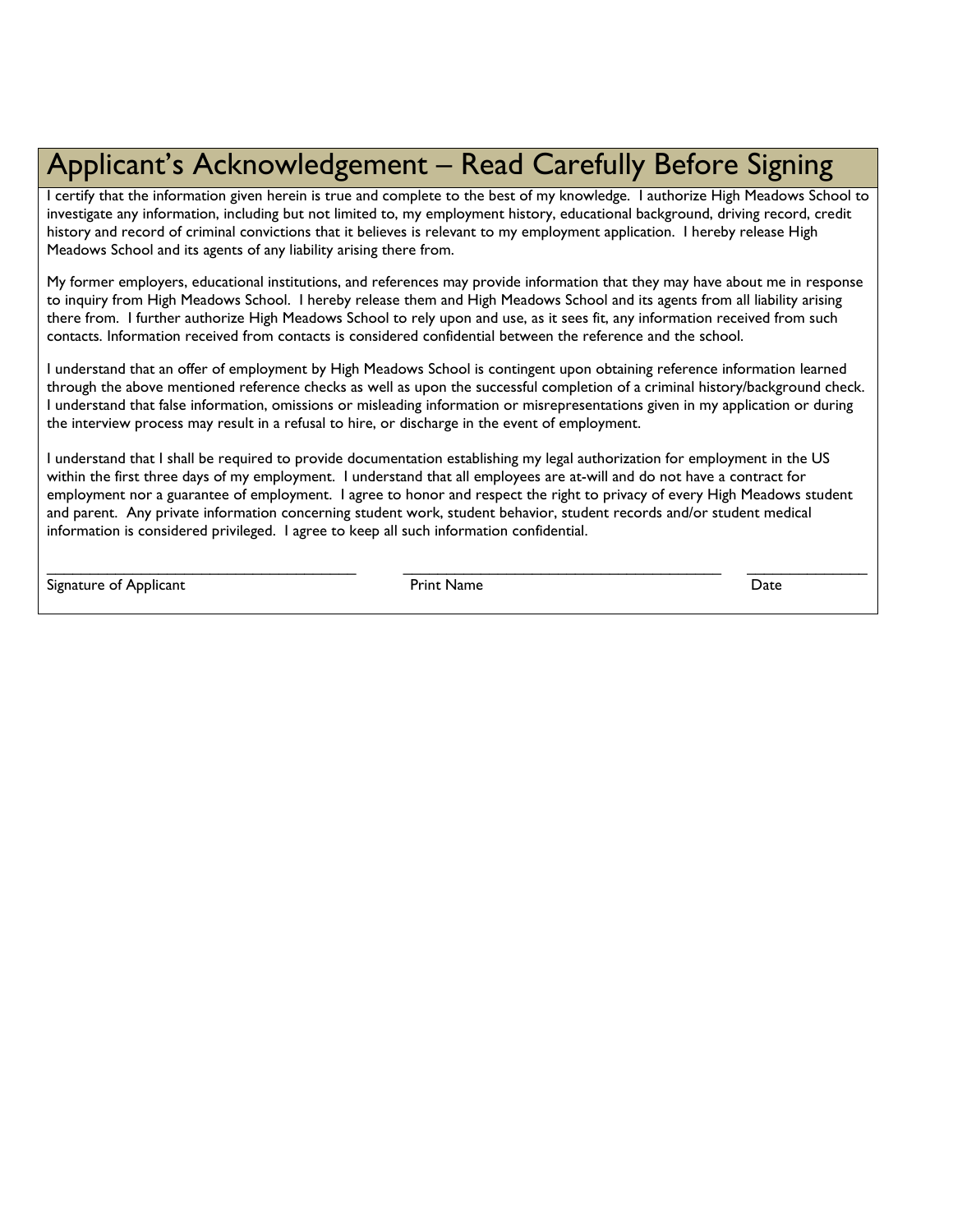# Applicant's Acknowledgement – Read Carefully Before Signing

I certify that the information given herein is true and complete to the best of my knowledge. I authorize High Meadows School to investigate any information, including but not limited to, my employment history, educational background, driving record, credit history and record of criminal convictions that it believes is relevant to my employment application. I hereby release High Meadows School and its agents of any liability arising there from.

My former employers, educational institutions, and references may provide information that they may have about me in response to inquiry from High Meadows School. I hereby release them and High Meadows School and its agents from all liability arising there from. I further authorize High Meadows School to rely upon and use, as it sees fit, any information received from such contacts. Information received from contacts is considered confidential between the reference and the school.

I understand that an offer of employment by High Meadows School is contingent upon obtaining reference information learned through the above mentioned reference checks as well as upon the successful completion of a criminal history/background check. I understand that false information, omissions or misleading information or misrepresentations given in my application or during the interview process may result in a refusal to hire, or discharge in the event of employment.

I understand that I shall be required to provide documentation establishing my legal authorization for employment in the US within the first three days of my employment. I understand that all employees are at-will and do not have a contract for employment nor a guarantee of employment. I agree to honor and respect the right to privacy of every High Meadows student and parent. Any private information concerning student work, student behavior, student records and/or student medical information is considered privileged. I agree to keep all such information confidential.

_______________________________________ _______________________________________ _______________

Signature of Applicant Print Name Date